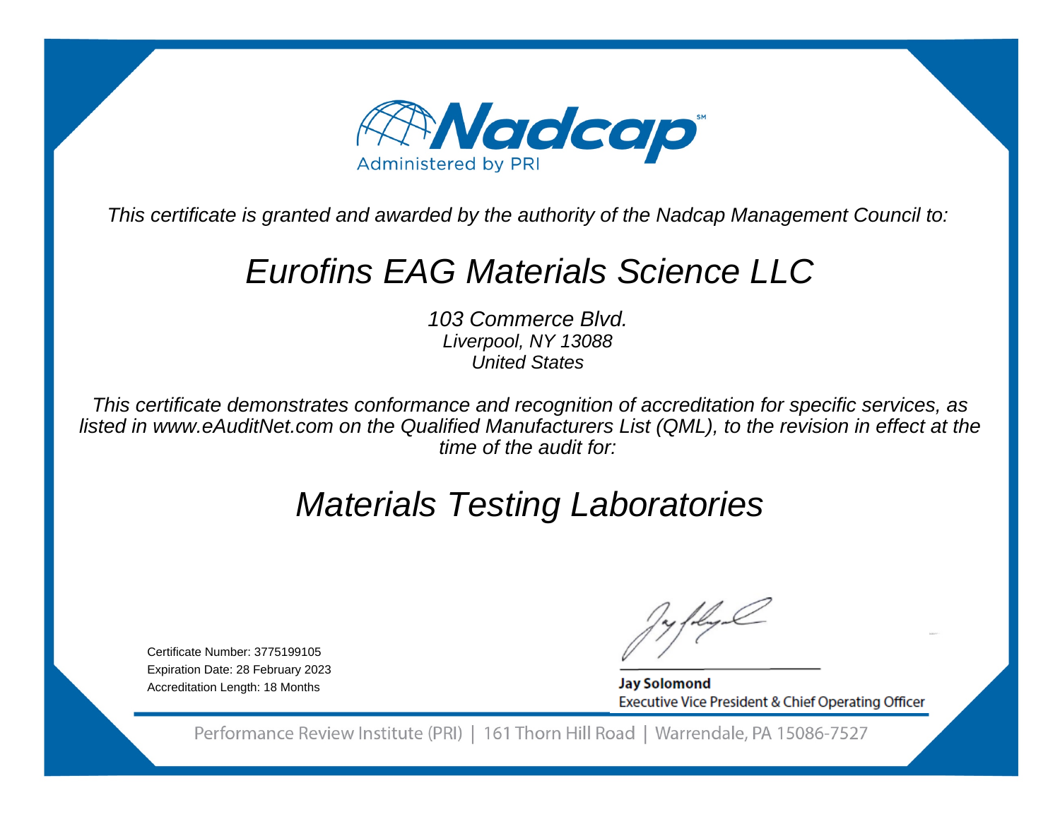Nadcap[SM]

Administered by PRI

*This certificate is granted and awarded by the authority of the Nadcap Management Council to:*

# *Eurofins EAG Materials Science LLC*

*103 Commerce Blvd.*
*Liverpool, NY 13088*
*United States*

*This certificate demonstrates conformance and recognition of accreditation for specific services, as listed in www.eAuditNet.com on the Qualified Manufacturers List (QML), to the revision in effect at the time of the audit for:*

## *Materials Testing Laboratories*

Certificate Number: 3775199105
Expiration Date: 28 February 2023
Accreditation Length: 18 Months

**Jay Solomond**
Executive Vice President & Chief Operating Officer

Performance Review Institute (PRI) | 161 Thorn Hill Road | Warrendale, PA 15086-7527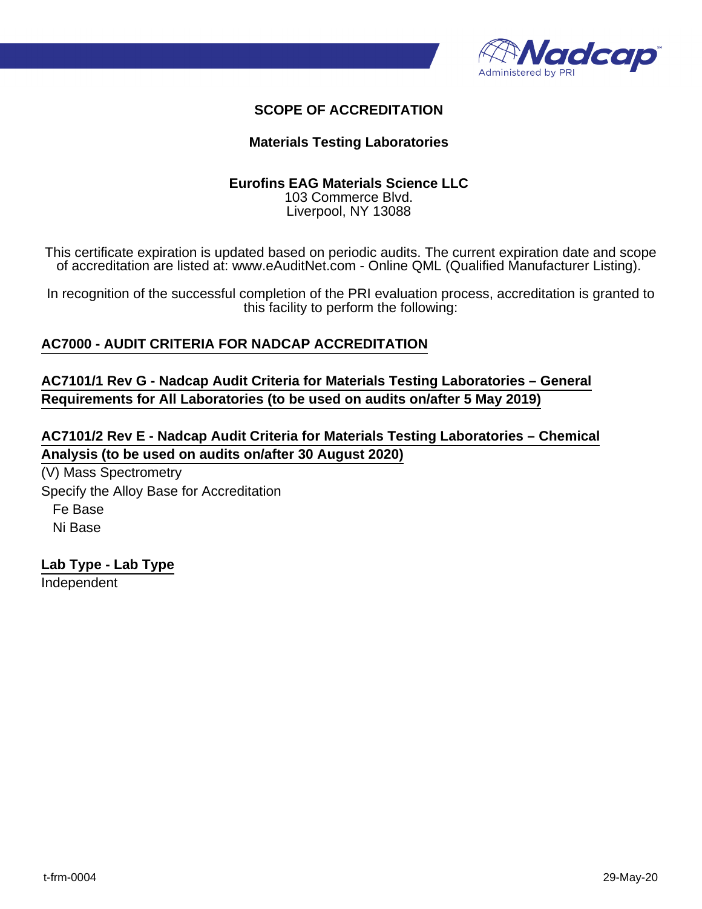# SCOPE OF ACCREDITATION

## Materials Testing Laboratories

**Eurofins EAG Materials Science LLC**
103 Commerce Blvd.
Liverpool, NY 13088

This certificate expiration is updated based on periodic audits. The current expiration date and scope of accreditation are listed at: www.eAuditNet.com - Online QML (Qualified Manufacturer Listing).

In recognition of the successful completion of the PRI evaluation process, accreditation is granted to this facility to perform the following:

### AC7000 - AUDIT CRITERIA FOR NADCAP ACCREDITATION

### AC7101/1 Rev G - Nadcap Audit Criteria for Materials Testing Laboratories – General Requirements for All Laboratories (to be used on audits on/after 5 May 2019)

### AC7101/2 Rev E - Nadcap Audit Criteria for Materials Testing Laboratories – Chemical Analysis (to be used on audits on/after 30 August 2020)

(V) Mass Spectrometry

Specify the Alloy Base for Accreditation

- Fe Base
- Ni Base

### Lab Type - Lab Type

Independent

t-frm-0004 29-May-20